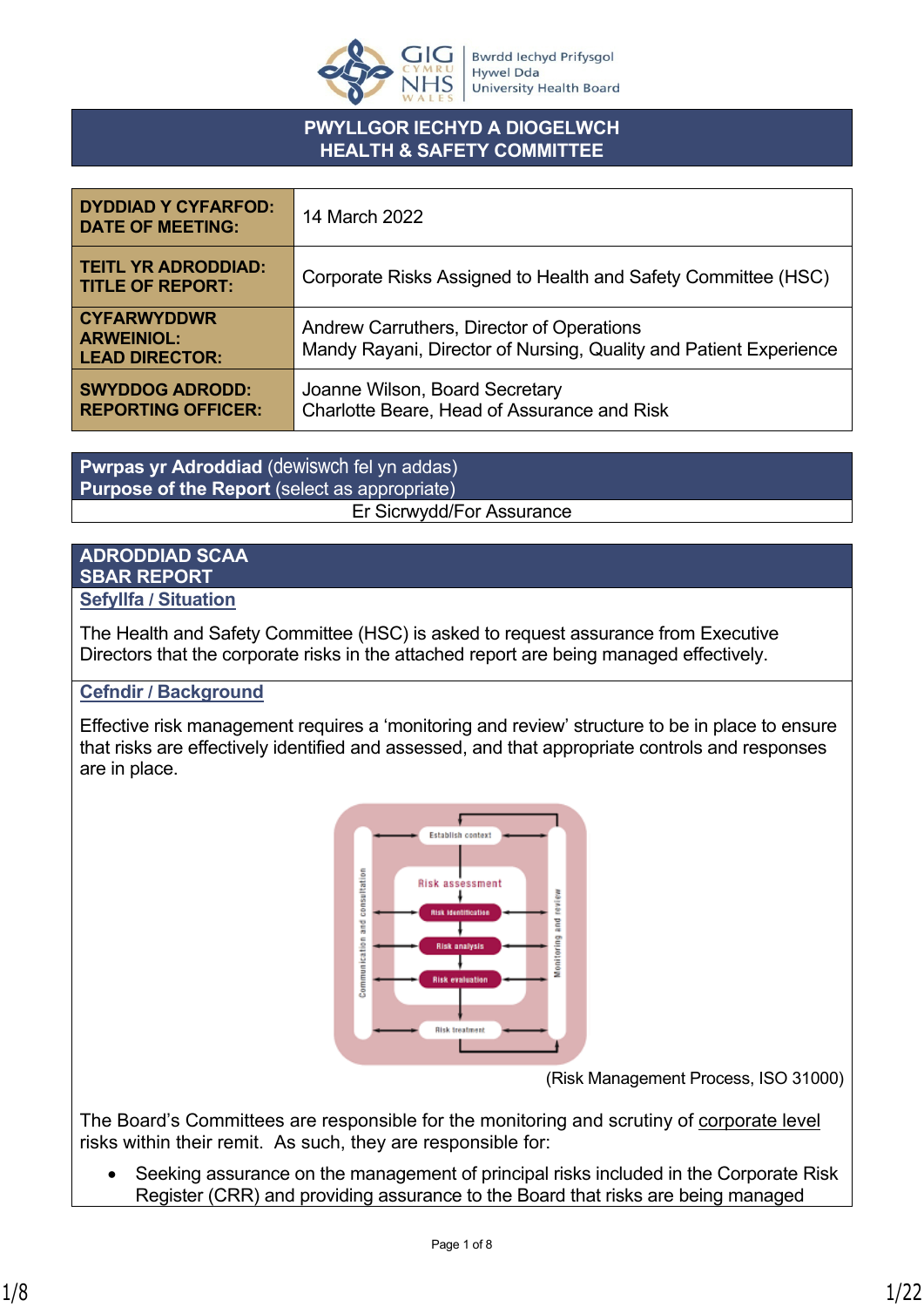# PWYLLGOR IECHYD A DIOGELWCH
# HEALTH & SAFETY COMMITTEE

| | |
|---|---|
| **DYDDIAD Y CYFARFOD: DATE OF MEETING:** | 14 March 2022 |
| **TEITL YR ADRODDIAD: TITLE OF REPORT:** | Corporate Risks Assigned to Health and Safety Committee (HSC) |
| **CYFARWYDDWR ARWEINIOL: LEAD DIRECTOR:** | Andrew Carruthers, Director of Operations<br>Mandy Rayani, Director of Nursing, Quality and Patient Experience |
| **SWYDDOG ADRODD: REPORTING OFFICER:** | Joanne Wilson, Board Secretary<br>Charlotte Beare, Head of Assurance and Risk |

| **Pwrpas yr Adroddiad** (dewiswch fel yn addas)<br>**Purpose of the Report** (select as appropriate) |
|---|
| Er Sicrwydd/For Assurance |

## ADRODDIAD SCAA
## SBAR REPORT

### Sefyllfa / Situation

The Health and Safety Committee (HSC) is asked to request assurance from Executive Directors that the corporate risks in the attached report are being managed effectively.

### Cefndir / Background

Effective risk management requires a 'monitoring and review' structure to be in place to ensure that risks are effectively identified and assessed, and that appropriate controls and responses are in place.

(Risk Management Process, ISO 31000)

The Board's Committees are responsible for the monitoring and scrutiny of corporate level risks within their remit. As such, they are responsible for:

- Seeking assurance on the management of principal risks included in the Corporate Risk Register (CRR) and providing assurance to the Board that risks are being managed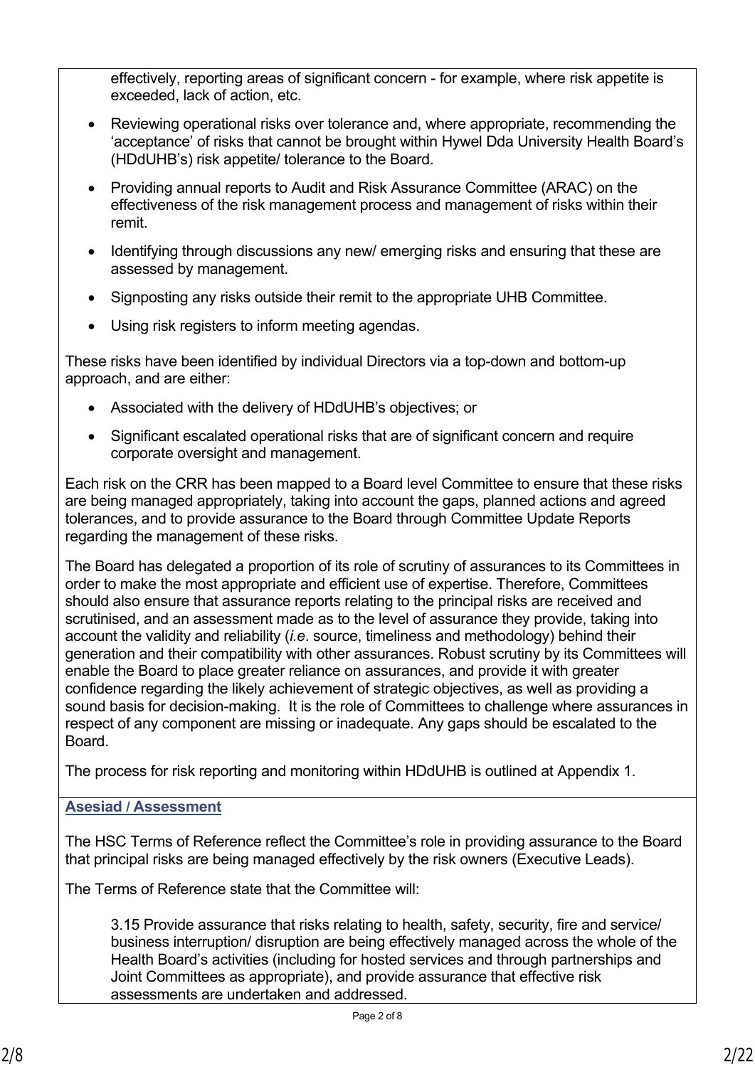effectively, reporting areas of significant concern - for example, where risk appetite is exceeded, lack of action, etc.

- Reviewing operational risks over tolerance and, where appropriate, recommending the 'acceptance' of risks that cannot be brought within Hywel Dda University Health Board's (HDdUHB's) risk appetite/ tolerance to the Board.
- Providing annual reports to Audit and Risk Assurance Committee (ARAC) on the effectiveness of the risk management process and management of risks within their remit.
- Identifying through discussions any new/ emerging risks and ensuring that these are assessed by management.
- Signposting any risks outside their remit to the appropriate UHB Committee.
- Using risk registers to inform meeting agendas.

These risks have been identified by individual Directors via a top-down and bottom-up approach, and are either:

- Associated with the delivery of HDdUHB's objectives; or
- Significant escalated operational risks that are of significant concern and require corporate oversight and management.

Each risk on the CRR has been mapped to a Board level Committee to ensure that these risks are being managed appropriately, taking into account the gaps, planned actions and agreed tolerances, and to provide assurance to the Board through Committee Update Reports regarding the management of these risks.

The Board has delegated a proportion of its role of scrutiny of assurances to its Committees in order to make the most appropriate and efficient use of expertise. Therefore, Committees should also ensure that assurance reports relating to the principal risks are received and scrutinised, and an assessment made as to the level of assurance they provide, taking into account the validity and reliability (*i.e*. source, timeliness and methodology) behind their generation and their compatibility with other assurances. Robust scrutiny by its Committees will enable the Board to place greater reliance on assurances, and provide it with greater confidence regarding the likely achievement of strategic objectives, as well as providing a sound basis for decision-making. It is the role of Committees to challenge where assurances in respect of any component are missing or inadequate. Any gaps should be escalated to the Board.

The process for risk reporting and monitoring within HDdUHB is outlined at Appendix 1.

## Asesiad / Assessment

The HSC Terms of Reference reflect the Committee's role in providing assurance to the Board that principal risks are being managed effectively by the risk owners (Executive Leads).

The Terms of Reference state that the Committee will:

> 3.15 Provide assurance that risks relating to health, safety, security, fire and service/ business interruption/ disruption are being effectively managed across the whole of the Health Board's activities (including for hosted services and through partnerships and Joint Committees as appropriate), and provide assurance that effective risk assessments are undertaken and addressed.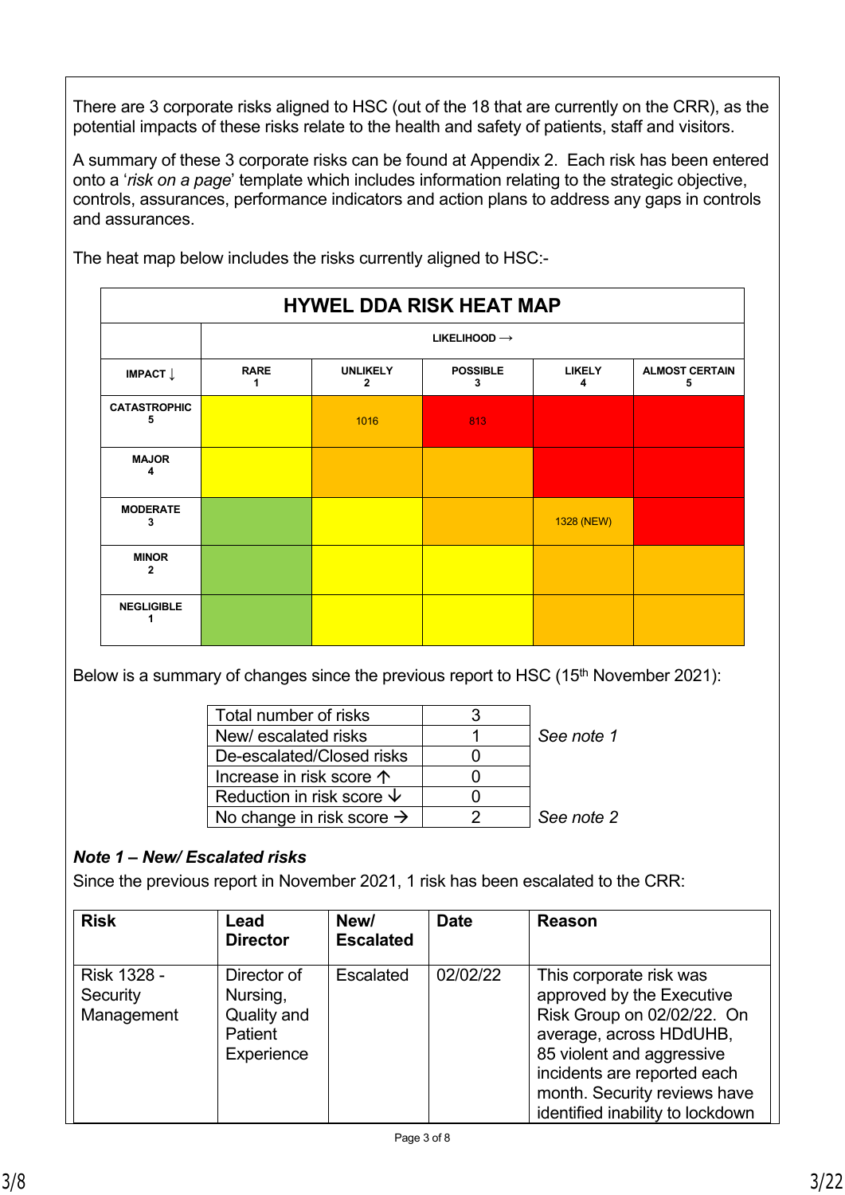There are 3 corporate risks aligned to HSC (out of the 18 that are currently on the CRR), as the potential impacts of these risks relate to the health and safety of patients, staff and visitors.

A summary of these 3 corporate risks can be found at Appendix 2. Each risk has been entered onto a '*risk on a page*' template which includes information relating to the strategic objective, controls, assurances, performance indicators and action plans to address any gaps in controls and assurances.

The heat map below includes the risks currently aligned to HSC:-

| HYWEL DDA RISK HEAT MAP | | | | | |
|---|---|---|---|---|---|
| | LIKELIHOOD → | | | | |
| IMPACT ↓ | RARE 1 | UNLIKELY 2 | POSSIBLE 3 | LIKELY 4 | ALMOST CERTAIN 5 |
| CATASTROPHIC 5 | | 1016 | 813 | | |
| MAJOR 4 | | | | | |
| MODERATE 3 | | | | 1328 (NEW) | |
| MINOR 2 | | | | | |
| NEGLIGIBLE 1 | | | | | |

Below is a summary of changes since the previous report to HSC (15th November 2021):

| | | |
|---|---|---|
| Total number of risks | 3 | |
| New/ escalated risks | 1 | *See note 1* |
| De-escalated/Closed risks | 0 | |
| Increase in risk score ↑ | 0 | |
| Reduction in risk score ↓ | 0 | |
| No change in risk score → | 2 | *See note 2* |

***Note 1 – New/ Escalated risks***

Since the previous report in November 2021, 1 risk has been escalated to the CRR:

| Risk | Lead Director | New/ Escalated | Date | Reason |
|---|---|---|---|---|
| Risk 1328 - Security Management | Director of Nursing, Quality and Patient Experience | Escalated | 02/02/22 | This corporate risk was approved by the Executive Risk Group on 02/02/22. On average, across HDdUHB, 85 violent and aggressive incidents are reported each month. Security reviews have identified inability to lockdown |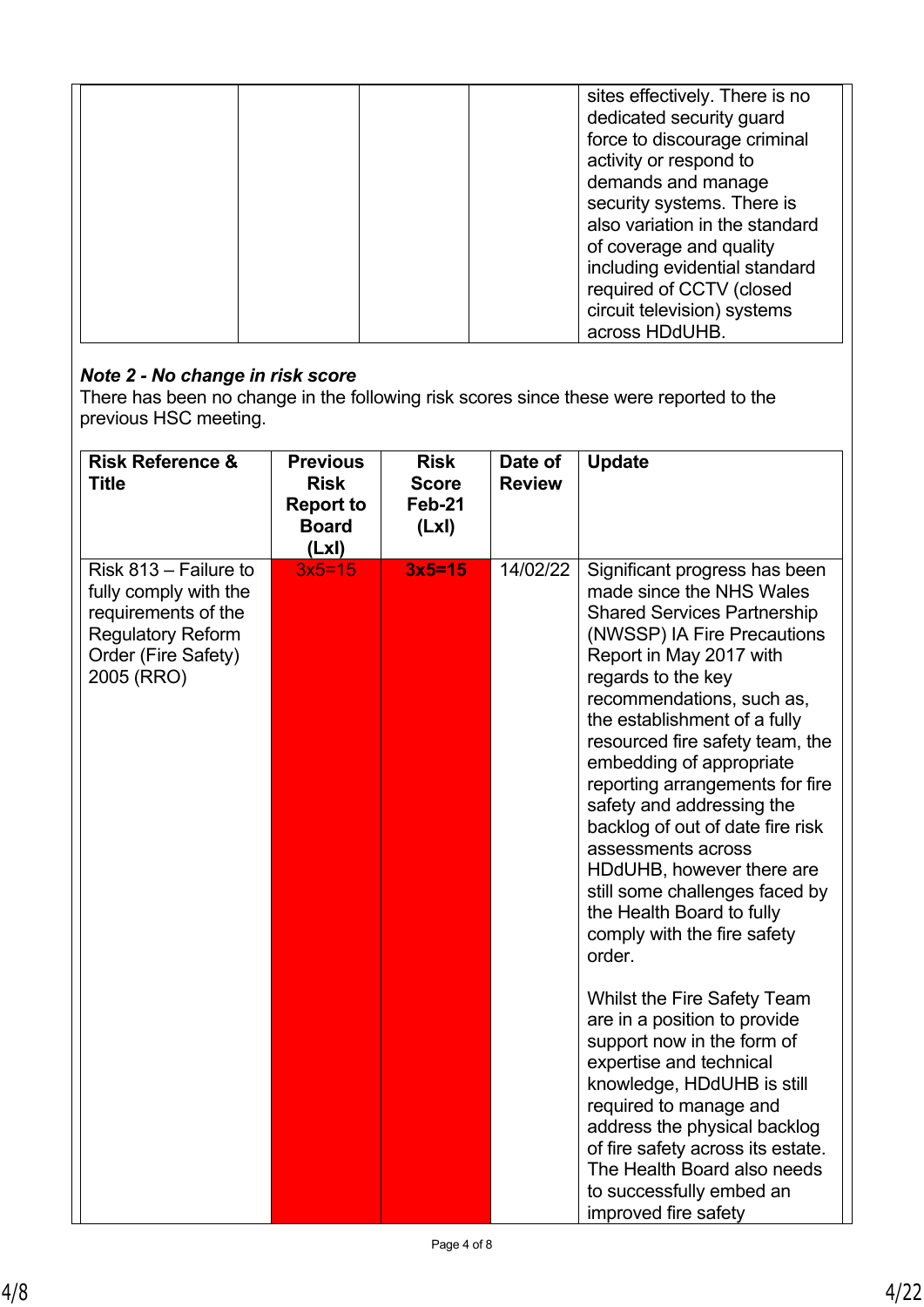| | | | | |
|---|---|---|---|---|
| | | | | sites effectively. There is no dedicated security guard force to discourage criminal activity or respond to demands and manage security systems. There is also variation in the standard of coverage and quality including evidential standard required of CCTV (closed circuit television) systems across HDdUHB. |

***Note 2 - No change in risk score***

There has been no change in the following risk scores since these were reported to the previous HSC meeting.

| Risk Reference & Title | Previous Risk Report to Board (LxI) | Risk Score Feb-21 (LxI) | Date of Review | Update |
|---|---|---|---|---|
| Risk 813 – Failure to fully comply with the requirements of the Regulatory Reform Order (Fire Safety) 2005 (RRO) | 3x5=15 | **3x5=15** | 14/02/22 | Significant progress has been made since the NHS Wales Shared Services Partnership (NWSSP) IA Fire Precautions Report in May 2017 with regards to the key recommendations, such as, the establishment of a fully resourced fire safety team, the embedding of appropriate reporting arrangements for fire safety and addressing the backlog of out of date fire risk assessments across HDdUHB, however there are still some challenges faced by the Health Board to fully comply with the fire safety order.<br><br>Whilst the Fire Safety Team are in a position to provide support now in the form of expertise and technical knowledge, HDdUHB is still required to manage and address the physical backlog of fire safety across its estate. The Health Board also needs to successfully embed an improved fire safety |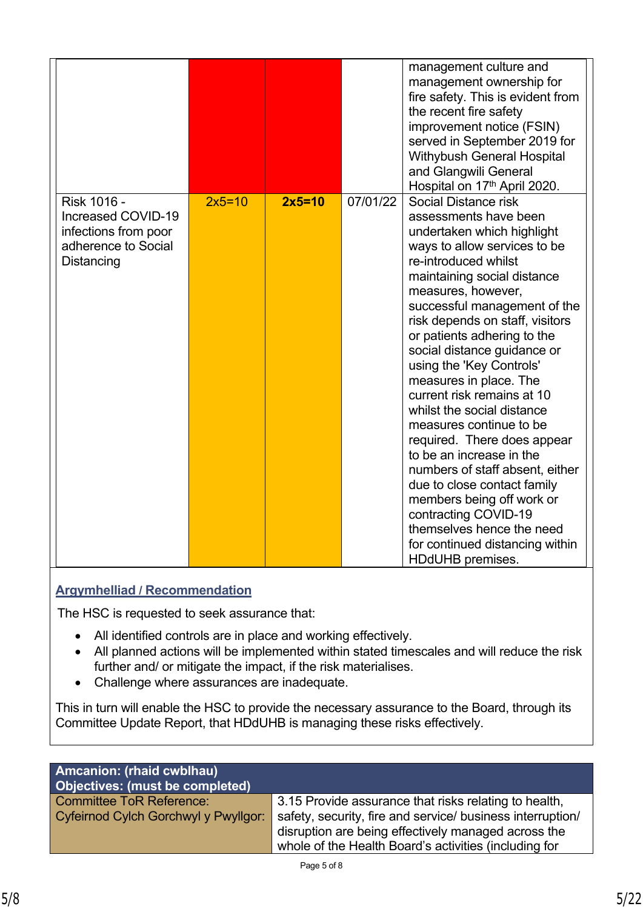| | | | | |
|---|---|---|---|---|
| | | | | management culture and management ownership for fire safety. This is evident from the recent fire safety improvement notice (FSIN) served in September 2019 for Withybush General Hospital and Glangwili General Hospital on 17th April 2020. |
| Risk 1016 - Increased COVID-19 infections from poor adherence to Social Distancing | 2x5=10 | **2x5=10** | 07/01/22 | Social Distance risk assessments have been undertaken which highlight ways to allow services to be re-introduced whilst maintaining social distance measures, however, successful management of the risk depends on staff, visitors or patients adhering to the social distance guidance or using the 'Key Controls' measures in place. The current risk remains at 10 whilst the social distance measures continue to be required. There does appear to be an increase in the numbers of staff absent, either due to close contact family members being off work or contracting COVID-19 themselves hence the need for continued distancing within HDdUHB premises. |

## Argymhelliad / Recommendation

The HSC is requested to seek assurance that:

- All identified controls are in place and working effectively.
- All planned actions will be implemented within stated timescales and will reduce the risk further and/ or mitigate the impact, if the risk materialises.
- Challenge where assurances are inadequate.

This in turn will enable the HSC to provide the necessary assurance to the Board, through its Committee Update Report, that HDdUHB is managing these risks effectively.

| **Amcanion: (rhaid cwblhau)**<br>**Objectives: (must be completed)** | |
|---|---|
| Committee ToR Reference:<br>Cyfeirnod Cylch Gorchwyl y Pwyllgor: | 3.15 Provide assurance that risks relating to health, safety, security, fire and service/ business interruption/ disruption are being effectively managed across the whole of the Health Board's activities (including for |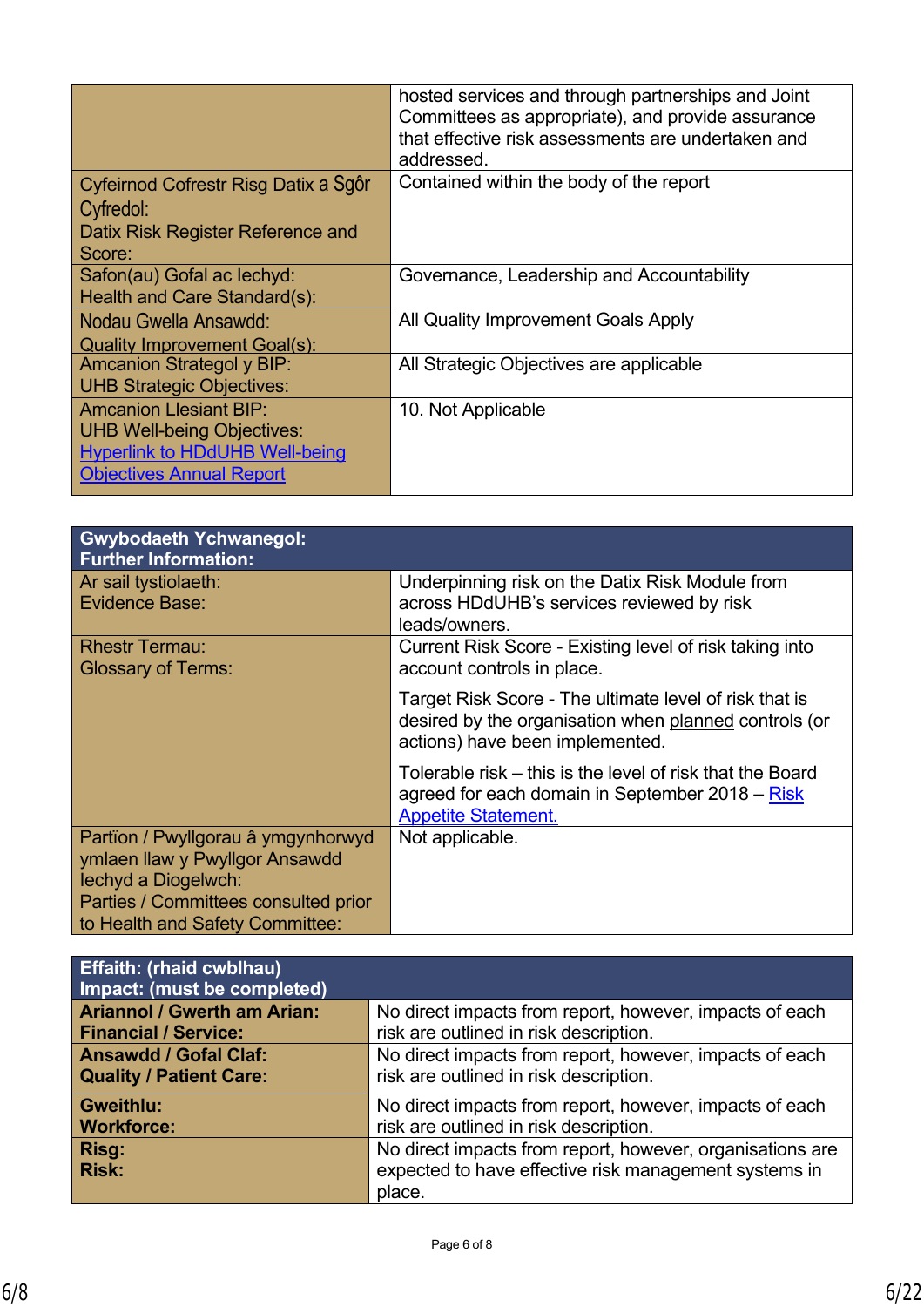| | |
|---|---|
| | hosted services and through partnerships and Joint Committees as appropriate), and provide assurance that effective risk assessments are undertaken and addressed. |
| Cyfeirnod Cofrestr Risg Datix a Sgôr Cyfredol:<br>Datix Risk Register Reference and Score: | Contained within the body of the report |
| Safon(au) Gofal ac Iechyd:<br>Health and Care Standard(s): | Governance, Leadership and Accountability |
| Nodau Gwella Ansawdd:<br>Quality Improvement Goal(s): | All Quality Improvement Goals Apply |
| Amcanion Strategol y BIP:<br>UHB Strategic Objectives: | All Strategic Objectives are applicable |
| Amcanion Llesiant BIP:<br>UHB Well-being Objectives:<br>[Hyperlink to HDdUHB Well-being Objectives Annual Report]() | 10. Not Applicable |

| **Gwybodaeth Ychwanegol:<br>Further Information:** | |
|---|---|
| Ar sail tystiolaeth:<br>Evidence Base: | Underpinning risk on the Datix Risk Module from across HDdUHB's services reviewed by risk leads/owners. |
| Rhestr Termau:<br>Glossary of Terms: | Current Risk Score - Existing level of risk taking into account controls in place.<br><br>Target Risk Score - The ultimate level of risk that is desired by the organisation when planned controls (or actions) have been implemented.<br><br>Tolerable risk – this is the level of risk that the Board agreed for each domain in September 2018 – [Risk Appetite Statement.]() |
| Partïon / Pwyllgorau â ymgynhorwyd ymlaen llaw y Pwyllgor Ansawdd Iechyd a Diogelwch:<br>Parties / Committees consulted prior to Health and Safety Committee: | Not applicable. |

| **Effaith: (rhaid cwblhau)<br>Impact: (must be completed)** | |
|---|---|
| **Ariannol / Gwerth am Arian:<br>Financial / Service:** | No direct impacts from report, however, impacts of each risk are outlined in risk description. |
| **Ansawdd / Gofal Claf:<br>Quality / Patient Care:** | No direct impacts from report, however, impacts of each risk are outlined in risk description. |
| **Gweithlu:<br>Workforce:** | No direct impacts from report, however, impacts of each risk are outlined in risk description. |
| **Risg:<br>Risk:** | No direct impacts from report, however, organisations are expected to have effective risk management systems in place. |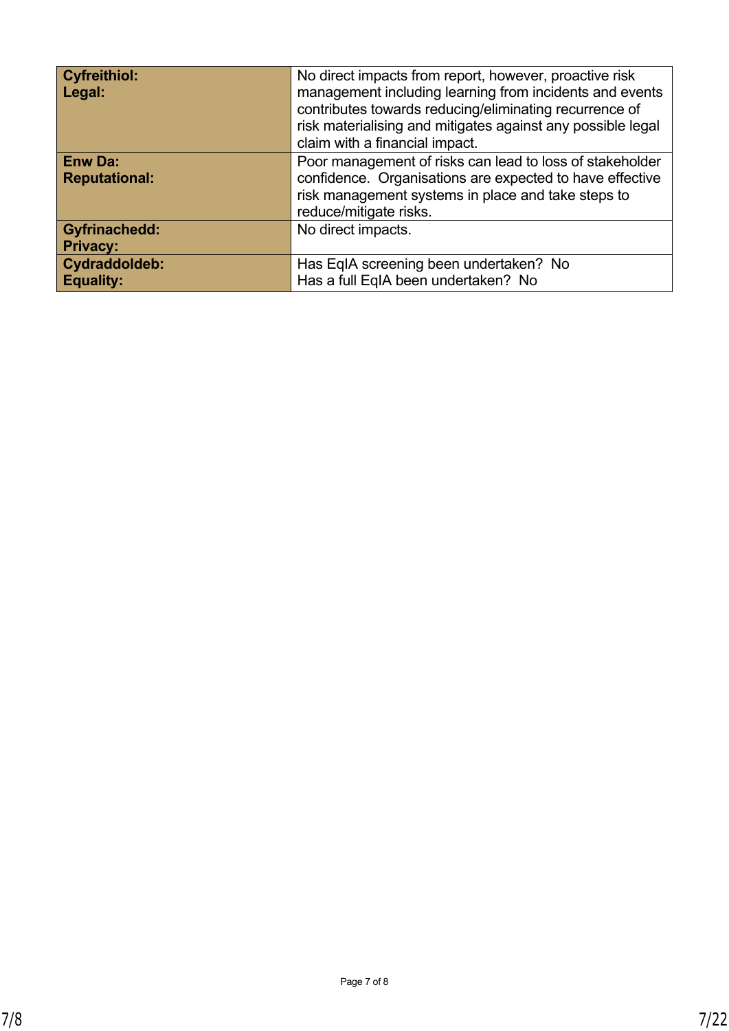| | |
|---|---|
| **Cyfreithiol:**<br>**Legal:** | No direct impacts from report, however, proactive risk management including learning from incidents and events contributes towards reducing/eliminating recurrence of risk materialising and mitigates against any possible legal claim with a financial impact. |
| **Enw Da:**<br>**Reputational:** | Poor management of risks can lead to loss of stakeholder confidence. Organisations are expected to have effective risk management systems in place and take steps to reduce/mitigate risks. |
| **Gyfrinachedd:**<br>**Privacy:** | No direct impacts. |
| **Cydraddoldeb:**<br>**Equality:** | Has EqIA screening been undertaken? No<br>Has a full EqIA been undertaken? No |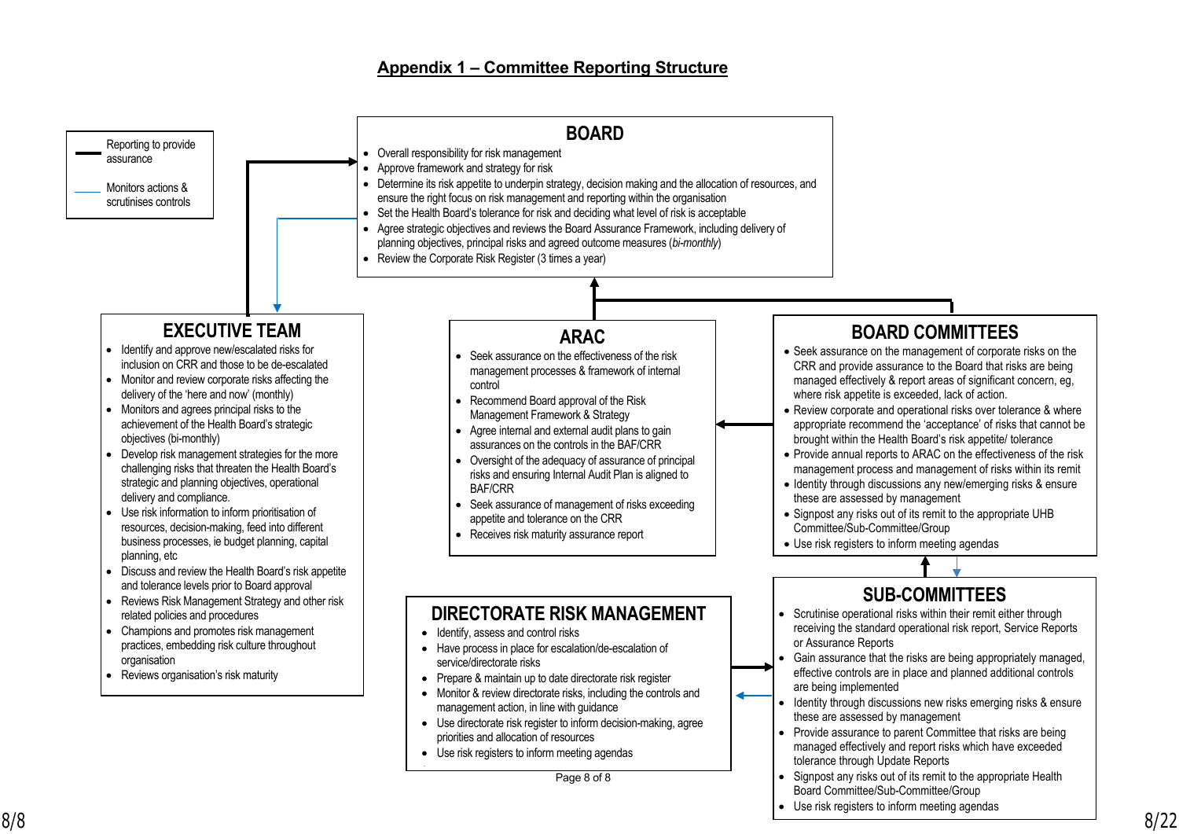# Appendix 1 – Committee Reporting Structure

**Key:**
- Reporting to provide assurance (thick black line)
- Monitors actions & scrutinises controls (thin blue line)

## BOARD

- Overall responsibility for risk management
- Approve framework and strategy for risk
- Determine its risk appetite to underpin strategy, decision making and the allocation of resources, and ensure the right focus on risk management and reporting within the organisation
- Set the Health Board's tolerance for risk and deciding what level of risk is acceptable
- Agree strategic objectives and reviews the Board Assurance Framework, including delivery of planning objectives, principal risks and agreed outcome measures (*bi-monthly*)
- Review the Corporate Risk Register (3 times a year)

## EXECUTIVE TEAM

- Identify and approve new/escalated risks for inclusion on CRR and those to be de-escalated
- Monitor and review corporate risks affecting the delivery of the 'here and now' (monthly)
- Monitors and agrees principal risks to the achievement of the Health Board's strategic objectives (bi-monthly)
- Develop risk management strategies for the more challenging risks that threaten the Health Board's strategic and planning objectives, operational delivery and compliance.
- Use risk information to inform prioritisation of resources, decision-making, feed into different business processes, ie budget planning, capital planning, etc
- Discuss and review the Health Board's risk appetite and tolerance levels prior to Board approval
- Reviews Risk Management Strategy and other risk related policies and procedures
- Champions and promotes risk management practices, embedding risk culture throughout organisation
- Reviews organisation's risk maturity

## ARAC

- Seek assurance on the effectiveness of the risk management processes & framework of internal control
- Recommend Board approval of the Risk Management Framework & Strategy
- Agree internal and external audit plans to gain assurances on the controls in the BAF/CRR
- Oversight of the adequacy of assurance of principal risks and ensuring Internal Audit Plan is aligned to BAF/CRR
- Seek assurance of management of risks exceeding appetite and tolerance on the CRR
- Receives risk maturity assurance report

## BOARD COMMITTEES

- Seek assurance on the management of corporate risks on the CRR and provide assurance to the Board that risks are being managed effectively & report areas of significant concern, eg, where risk appetite is exceeded, lack of action.
- Review corporate and operational risks over tolerance & where appropriate recommend the 'acceptance' of risks that cannot be brought within the Health Board's risk appetite/ tolerance
- Provide annual reports to ARAC on the effectiveness of the risk management process and management of risks within its remit
- Identity through discussions any new/emerging risks & ensure these are assessed by management
- Signpost any risks out of its remit to the appropriate UHB Committee/Sub-Committee/Group
- Use risk registers to inform meeting agendas

## DIRECTORATE RISK MANAGEMENT

- Identify, assess and control risks
- Have process in place for escalation/de-escalation of service/directorate risks
- Prepare & maintain up to date directorate risk register
- Monitor & review directorate risks, including the controls and management action, in line with guidance
- Use directorate risk register to inform decision-making, agree priorities and allocation of resources
- Use risk registers to inform meeting agendas

## SUB-COMMITTEES

- Scrutinise operational risks within their remit either through receiving the standard operational risk report, Service Reports or Assurance Reports
- Gain assurance that the risks are being appropriately managed, effective controls are in place and planned additional controls are being implemented
- Identity through discussions new risks emerging risks & ensure these are assessed by management
- Provide assurance to parent Committee that risks are being managed effectively and report risks which have exceeded tolerance through Update Reports
- Signpost any risks out of its remit to the appropriate Health Board Committee/Sub-Committee/Group
- Use risk registers to inform meeting agendas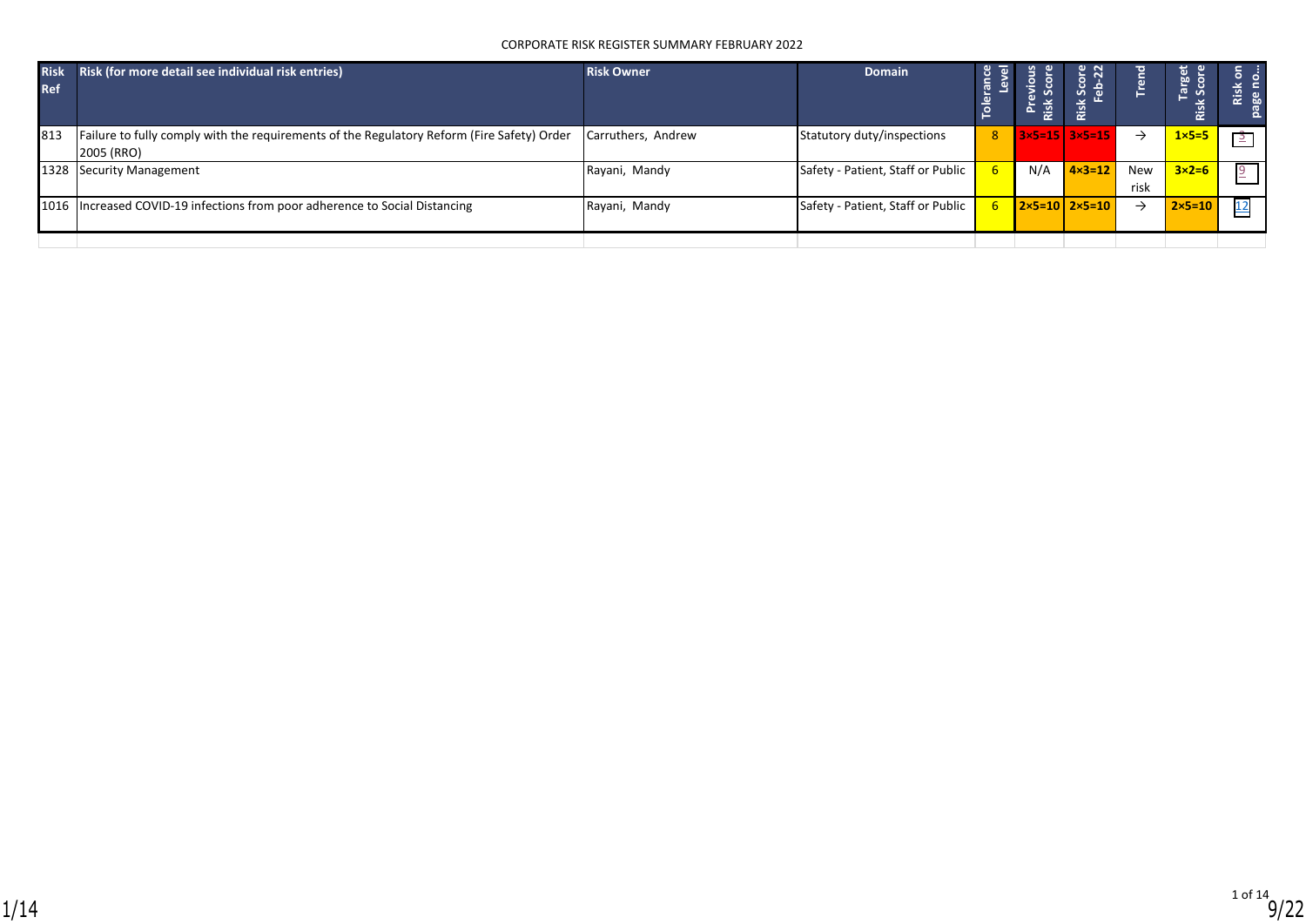CORPORATE RISK REGISTER SUMMARY FEBRUARY 2022

| Risk Ref | Risk (for more detail see individual risk entries) | Risk Owner | Domain | Tolerance Level | Previous Risk Score | Risk Score Feb-22 | Trend | Target Risk Score | Risk on page no… |
|---|---|---|---|---|---|---|---|---|---|
| 813 | Failure to fully comply with the requirements of the Regulatory Reform (Fire Safety) Order 2005 (RRO) | Carruthers, Andrew | Statutory duty/inspections | 8 | 3×5=15 | 3×5=15 | → | 1×5=5 | 3 |
| 1328 | Security Management | Rayani, Mandy | Safety - Patient, Staff or Public | 6 | N/A | 4×3=12 | New risk | 3×2=6 | 9 |
| 1016 | Increased COVID-19 infections from poor adherence to Social Distancing | Rayani, Mandy | Safety - Patient, Staff or Public | 6 | 2×5=10 | 2×5=10 | → | 2×5=10 | 12 |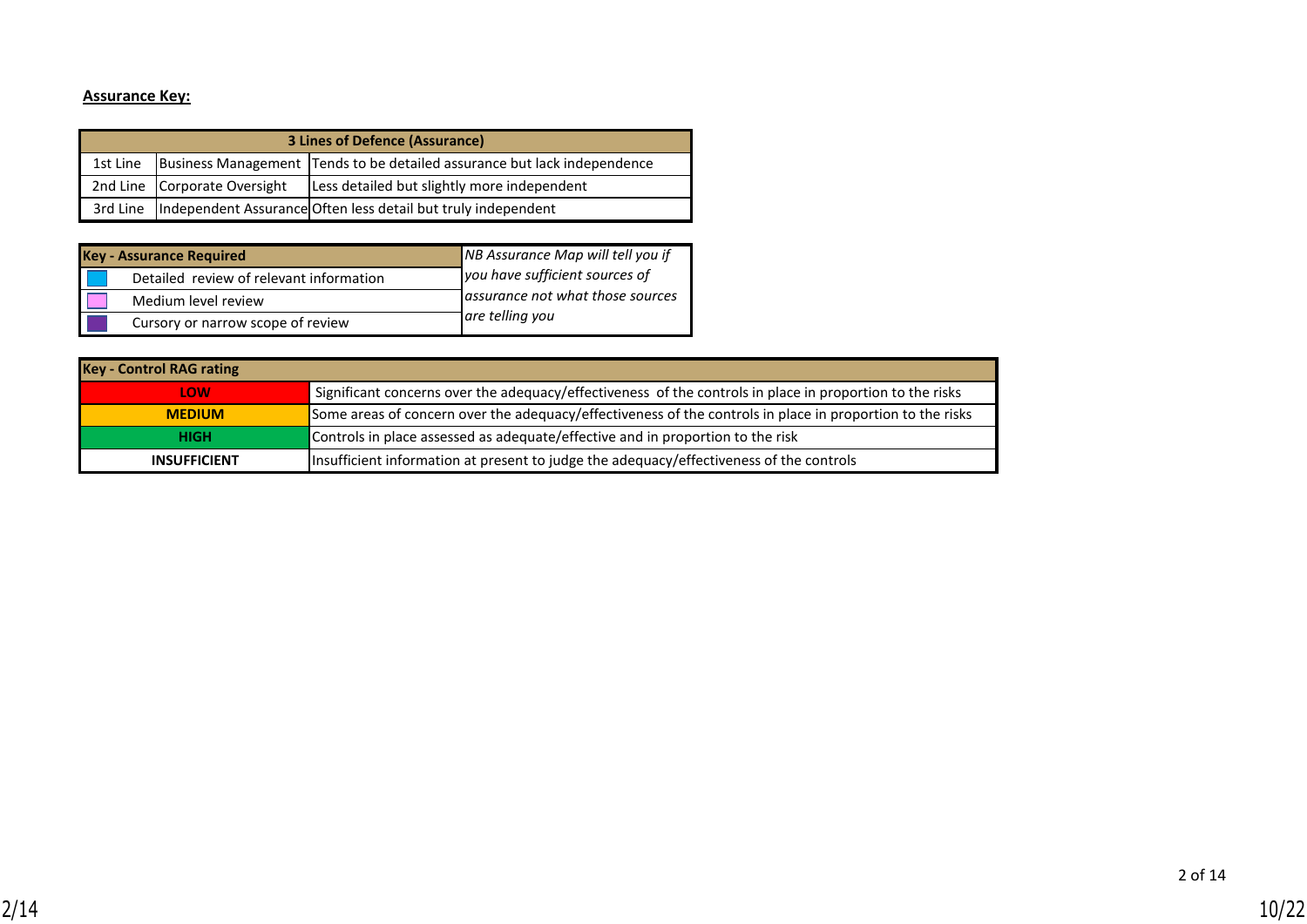**Assurance Key:**

| 3 Lines of Defence (Assurance) | | |
|---|---|---|
| 1st Line | Business Management | Tends to be detailed assurance but lack independence |
| 2nd Line | Corporate Oversight | Less detailed but slightly more independent |
| 3rd Line | Independent Assurance | Often less detail but truly independent |

| Key - Assurance Required | | *NB Assurance Map will tell you if you have sufficient sources of assurance not what those sources are telling you* |
|---|---|---|
| (light blue) | Detailed review of relevant information | |
| (pink) | Medium level review | |
| (purple) | Cursory or narrow scope of review | |

| Key - Control RAG rating | |
|---|---|
| **LOW** | Significant concerns over the adequacy/effectiveness of the controls in place in proportion to the risks |
| **MEDIUM** | Some areas of concern over the adequacy/effectiveness of the controls in place in proportion to the risks |
| **HIGH** | Controls in place assessed as adequate/effective and in proportion to the risk |
| **INSUFFICIENT** | Insufficient information at present to judge the adequacy/effectiveness of the controls |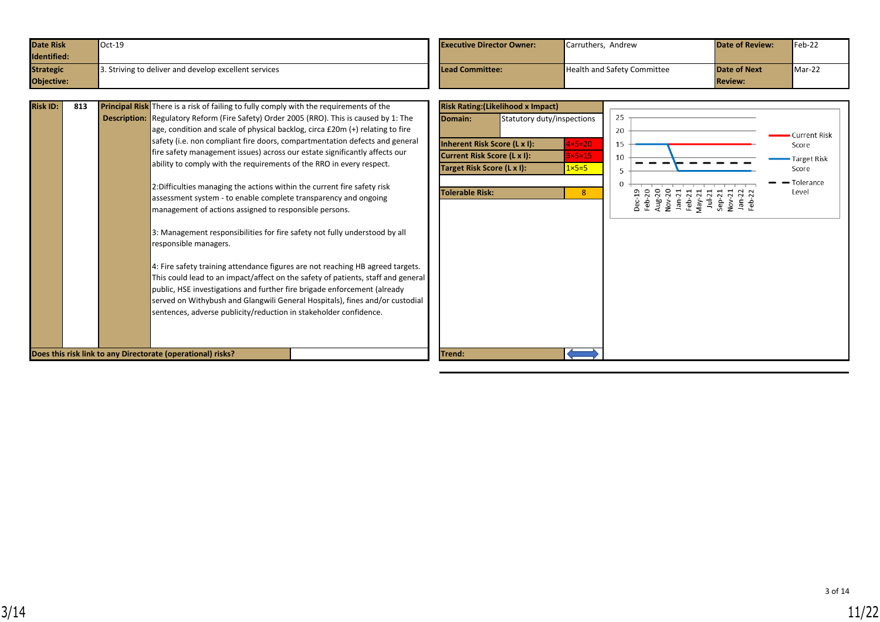| Date Risk Identified: | Oct-19 |
| --- | --- |
| Strategic Objective: | 3. Striving to deliver and develop excellent services |

| Executive Director Owner: | Carruthers, Andrew | Date of Review: | Feb-22 |
| --- | --- | --- | --- |
| Lead Committee: | Health and Safety Committee | Date of Next Review: | Mar-22 |

| Risk ID: | 813 | Principal Risk Description: | There is a risk of failing to fully comply with the requirements of the Regulatory Reform (Fire Safety) Order 2005 (RRO). This is caused by 1: The age, condition and scale of physical backlog, circa £20m (+) relating to fire safety (i.e. non compliant fire doors, compartmentation defects and general fire safety management issues) across our estate significantly affects our ability to comply with the requirements of the RRO in every respect.<br><br>2:Difficulties managing the actions within the current fire safety risk assessment system - to enable complete transparency and ongoing management of actions assigned to responsible persons.<br><br>3: Management responsibilities for fire safety not fully understood by all responsible managers.<br><br>4: Fire safety training attendance figures are not reaching HB agreed targets. This could lead to an impact/affect on the safety of patients, staff and general public, HSE investigations and further fire brigade enforcement (already served on Withybush and Glangwili General Hospitals), fines and/or custodial sentences, adverse publicity/reduction in stakeholder confidence. |
| --- | --- | --- | --- |

| Does this risk link to any Directorate (operational) risks? | |
| --- | --- |

| Risk Rating:(Likelihood x Impact) | |
| --- | --- |
| Domain: | Statutory duty/inspections |
| Inherent Risk Score (L x I): | 4×5=20 |
| Current Risk Score (L x I): | 3×5=15 |
| Target Risk Score (L x I): | 1×5=5 |
| Tolerable Risk: | 8 |
| Trend: | ⟷ |

| | Dec-19 | Feb-20 | Aug-20 | Nov-20 | Jan-21 | Feb-21 | May-21 | Jul-21 | Sep-21 | Nov-21 | Jan-22 | Feb-22 |
| --- | --- | --- | --- | --- | --- | --- | --- | --- | --- | --- | --- | --- |
| Current Risk Score | 15 | 15 | 15 | 15 | 15 | 15 | 15 | 15 | 15 | 15 | 15 | 15 |
| Target Risk Score | 15 | 15 | 15 | 15 | 5 | 5 | 5 | 5 | 5 | 5 | 5 | 5 |
| Tolerance Level | 8 | 8 | 8 | 8 | 8 | 8 | 8 | 8 | 8 | 8 | 8 | 8 |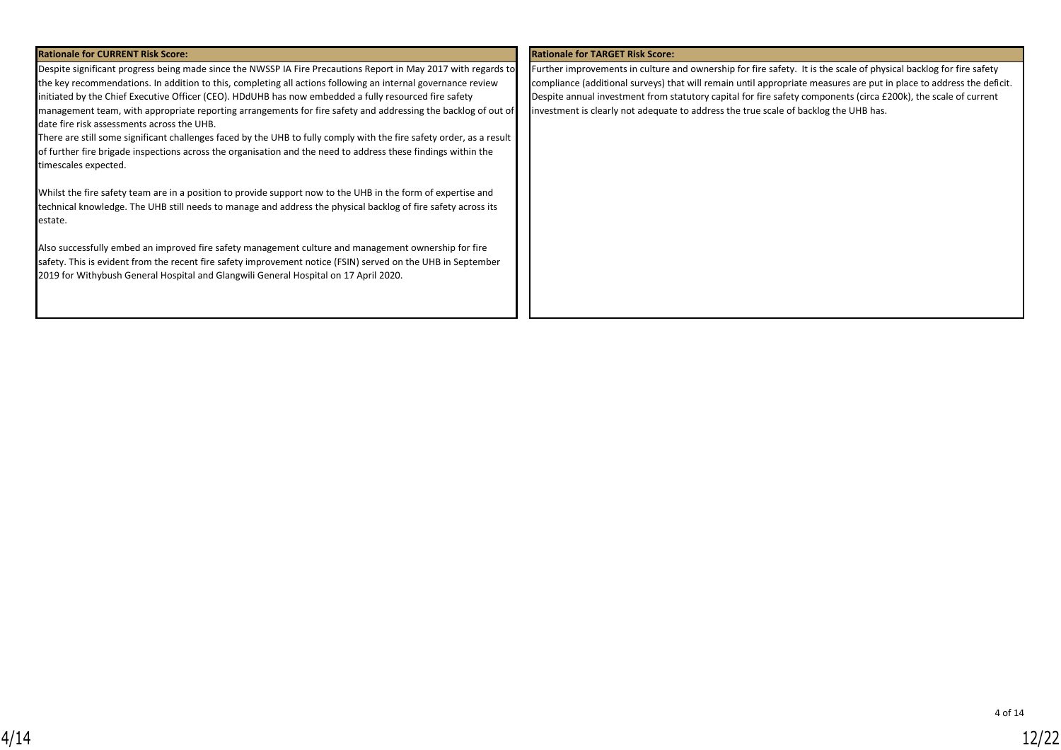**Rationale for CURRENT Risk Score:**

Despite significant progress being made since the NWSSP IA Fire Precautions Report in May 2017 with regards to the key recommendations. In addition to this, completing all actions following an internal governance review initiated by the Chief Executive Officer (CEO). HDdUHB has now embedded a fully resourced fire safety management team, with appropriate reporting arrangements for fire safety and addressing the backlog of out of date fire risk assessments across the UHB.
There are still some significant challenges faced by the UHB to fully comply with the fire safety order, as a result of further fire brigade inspections across the organisation and the need to address these findings within the timescales expected.

Whilst the fire safety team are in a position to provide support now to the UHB in the form of expertise and technical knowledge. The UHB still needs to manage and address the physical backlog of fire safety across its estate.

Also successfully embed an improved fire safety management culture and management ownership for fire safety. This is evident from the recent fire safety improvement notice (FSIN) served on the UHB in September 2019 for Withybush General Hospital and Glangwili General Hospital on 17 April 2020.

**Rationale for TARGET Risk Score:**

Further improvements in culture and ownership for fire safety. It is the scale of physical backlog for fire safety compliance (additional surveys) that will remain until appropriate measures are put in place to address the deficit. Despite annual investment from statutory capital for fire safety components (circa £200k), the scale of current investment is clearly not adequate to address the true scale of backlog the UHB has.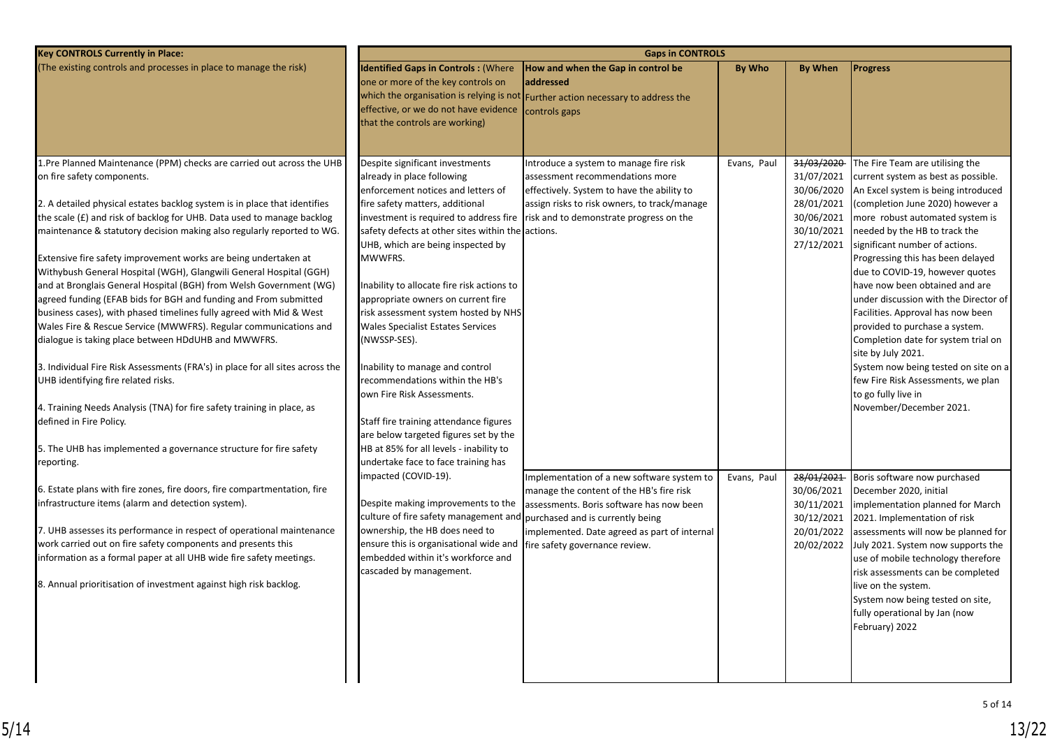| Key CONTROLS Currently in Place: (The existing controls and processes in place to manage the risk) | Gaps in CONTROLS | | | | |
|---|---|---|---|---|---|
| | **Identified Gaps in Controls :** (Where one or more of the key controls on which the organisation is relying is not effective, or we do not have evidence that the controls are working) | **How and when the Gap in control be addressed** Further action necessary to address the controls gaps | **By Who** | **By When** | **Progress** |
| 1.Pre Planned Maintenance (PPM) checks are carried out across the UHB on fire safety components.<br><br>2. A detailed physical estates backlog system is in place that identifies the scale (£) and risk of backlog for UHB. Data used to manage backlog maintenance & statutory decision making also regularly reported to WG.<br><br>Extensive fire safety improvement works are being undertaken at Withybush General Hospital (WGH), Glangwili General Hospital (GGH) and at Bronglais General Hospital (BGH) from Welsh Government (WG) agreed funding (EFAB bids for BGH and funding and From submitted business cases), with phased timelines fully agreed with Mid & West Wales Fire & Rescue Service (MWWFRS). Regular communications and dialogue is taking place between HDdUHB and MWWFRS.<br><br>3. Individual Fire Risk Assessments (FRA's) in place for all sites across the UHB identifying fire related risks.<br><br>4. Training Needs Analysis (TNA) for fire safety training in place, as defined in Fire Policy.<br><br>5. The UHB has implemented a governance structure for fire safety reporting.<br><br>6. Estate plans with fire zones, fire doors, fire compartmentation, fire infrastructure items (alarm and detection system).<br><br>7. UHB assesses its performance in respect of operational maintenance work carried out on fire safety components and presents this information as a formal paper at all UHB wide fire safety meetings.<br><br>8. Annual prioritisation of investment against high risk backlog. | Despite significant investments already in place following enforcement notices and letters of fire safety matters, additional investment is required to address fire safety defects at other sites within the UHB, which are being inspected by MWWFRS.<br><br>Inability to allocate fire risk actions to appropriate owners on current fire risk assessment system hosted by NHS Wales Specialist Estates Services (NWSSP-SES).<br><br>Inability to manage and control recommendations within the HB's own Fire Risk Assessments.<br><br>Staff fire training attendance figures are below targeted figures set by the HB at 85% for all levels - inability to undertake face to face training has impacted (COVID-19).<br><br>Despite making improvements to the culture of fire safety management and ownership, the HB does need to ensure this is organisational wide and embedded within it's workforce and cascaded by management. | Introduce a system to manage fire risk assessment recommendations more effectively. System to have the ability to assign risks to risk owners, to track/manage risk and to demonstrate progress on the actions. | Evans, Paul | ~~31/03/2020~~<br>31/07/2021<br>30/06/2020<br>28/01/2021<br>30/06/2021<br>30/10/2021<br>27/12/2021 | The Fire Team are utilising the current system as best as possible. An Excel system is being introduced (completion June 2020) however a more robust automated system is needed by the HB to track the significant number of actions. Progressing this has been delayed due to COVID-19, however quotes have now been obtained and are under discussion with the Director of Facilities. Approval has now been provided to purchase a system. Completion date for system trial on site by July 2021.<br>System now being tested on site on a few Fire Risk Assessments, we plan to go fully live in November/December 2021. |
| | | Implementation of a new software system to manage the content of the HB's fire risk assessments. Boris software has now been purchased and is currently being implemented. Date agreed as part of internal fire safety governance review. | Evans, Paul | ~~28/01/2021~~<br>30/06/2021<br>30/11/2021<br>30/12/2021<br>20/01/2022<br>20/02/2022 | Boris software now purchased December 2020, initial implementation planned for March 2021. Implementation of risk assessments will now be planned for July 2021. System now supports the use of mobile technology therefore risk assessments can be completed live on the system.<br>System now being tested on site, fully operational by Jan (now February) 2022 |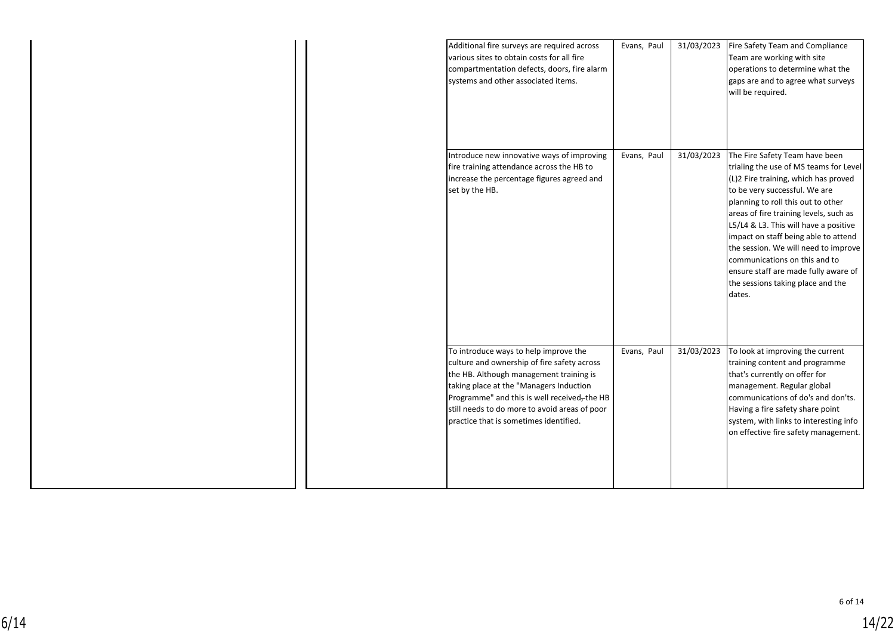| | | | | | |
|---|---|---|---|---|---|
| | | Additional fire surveys are required across various sites to obtain costs for all fire compartmentation defects, doors, fire alarm systems and other associated items. | Evans, Paul | 31/03/2023 | Fire Safety Team and Compliance Team are working with site operations to determine what the gaps are and to agree what surveys will be required. |
| | | Introduce new innovative ways of improving fire training attendance across the HB to increase the percentage figures agreed and set by the HB. | Evans, Paul | 31/03/2023 | The Fire Safety Team have been trialing the use of MS teams for Level (L)2 Fire training, which has proved to be very successful. We are planning to roll this out to other areas of fire training levels, such as L5/L4 & L3. This will have a positive impact on staff being able to attend the session. We will need to improve communications on this and to ensure staff are made fully aware of the sessions taking place and the dates. |
| | | To introduce ways to help improve the culture and ownership of fire safety across the HB. Although management training is taking place at the "Managers Induction Programme" and this is well received, the HB still needs to do more to avoid areas of poor practice that is sometimes identified. | Evans, Paul | 31/03/2023 | To look at improving the current training content and programme that's currently on offer for management. Regular global communications of do's and don'ts. Having a fire safety share point system, with links to interesting info on effective fire safety management. |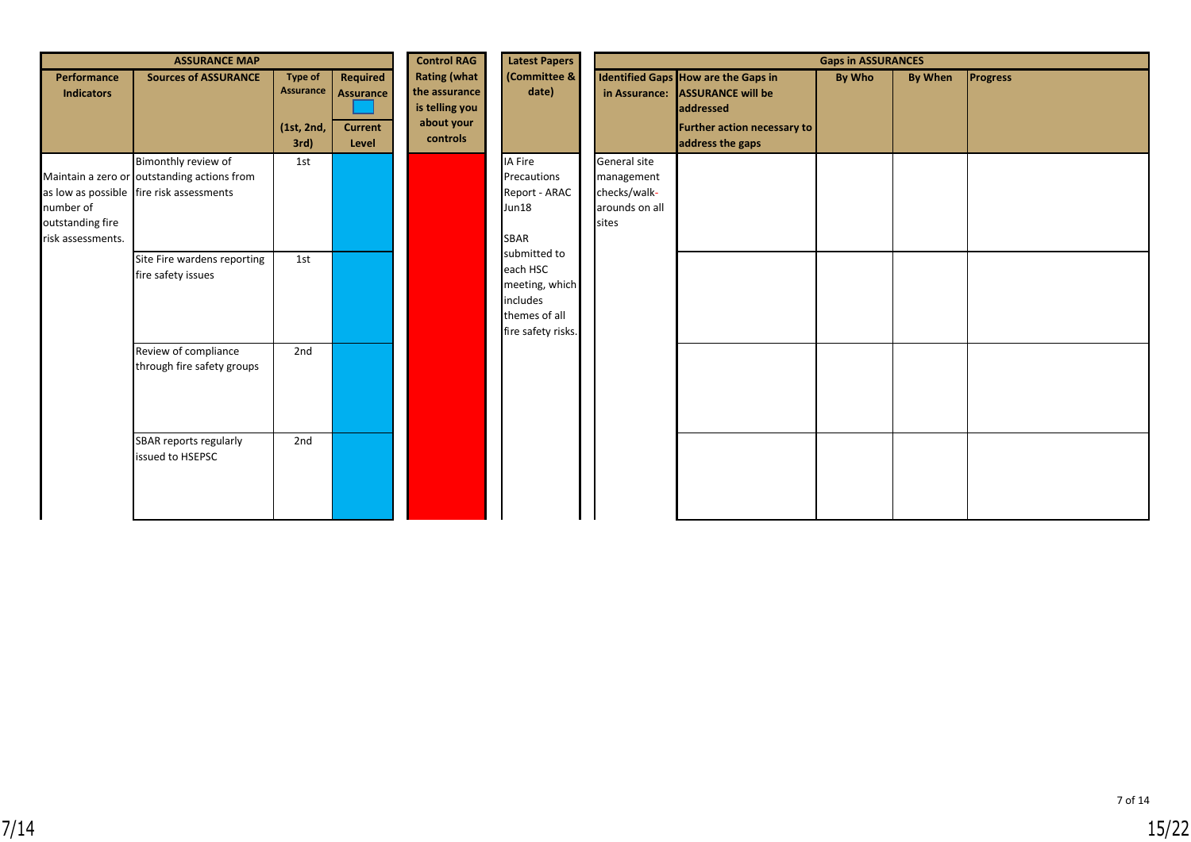| ASSURANCE MAP | | | | Control RAG Rating (what the assurance is telling you about your controls | Latest Papers (Committee & date) | Gaps in ASSURANCES | | | | |
|---|---|---|---|---|---|---|---|---|---|---|
| Performance Indicators | Sources of ASSURANCE | Type of Assurance (1st, 2nd, 3rd) | Required Assurance / Current Level | | | Identified Gaps in Assurance: | How are the Gaps in ASSURANCE will be addressed / Further action necessary to address the gaps | By Who | By When | Progress |
| Maintain a zero or as low as possible number of outstanding fire risk assessments. | Bimonthly review of outstanding actions from fire risk assessments | 1st | | | IA Fire Precautions Report - ARAC Jun18<br><br>SBAR submitted to each HSC meeting, which includes themes of all fire safety risks. | General site management checks/walk-arounds on all sites | | | | |
| | Site Fire wardens reporting fire safety issues | 1st | | | | | | | | |
| | Review of compliance through fire safety groups | 2nd | | | | | | | | |
| | SBAR reports regularly issued to HSEPSC | 2nd | | | | | | | | |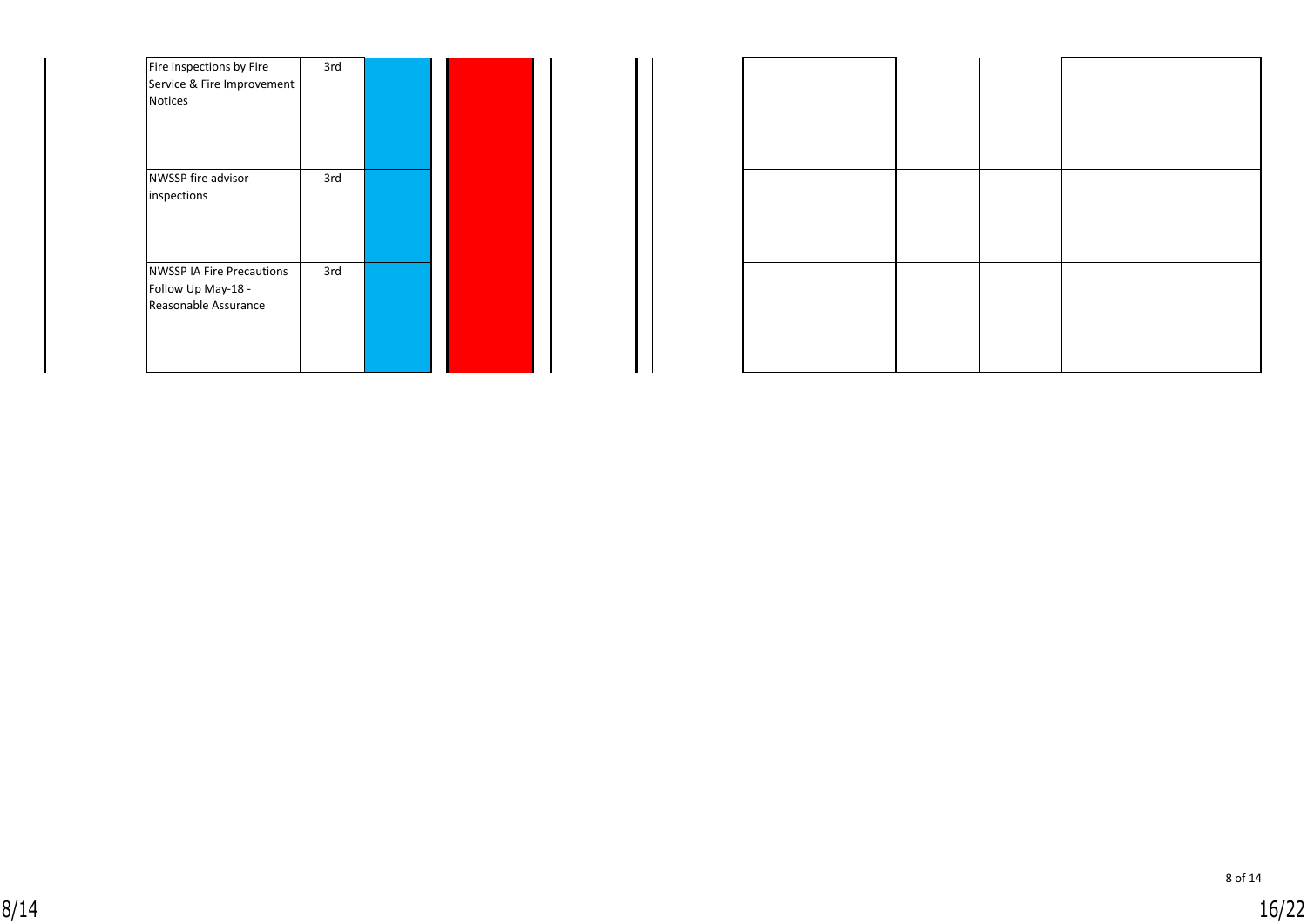| | | | | | | | | |
|---|---|---|---|---|---|---|---|---|
| Fire inspections by Fire Service & Fire Improvement Notices | 3rd | | | | | | | |
| NWSSP fire advisor inspections | 3rd | | | | | | | |
| NWSSP IA Fire Precautions Follow Up May-18 - Reasonable Assurance | 3rd | | | | | | | |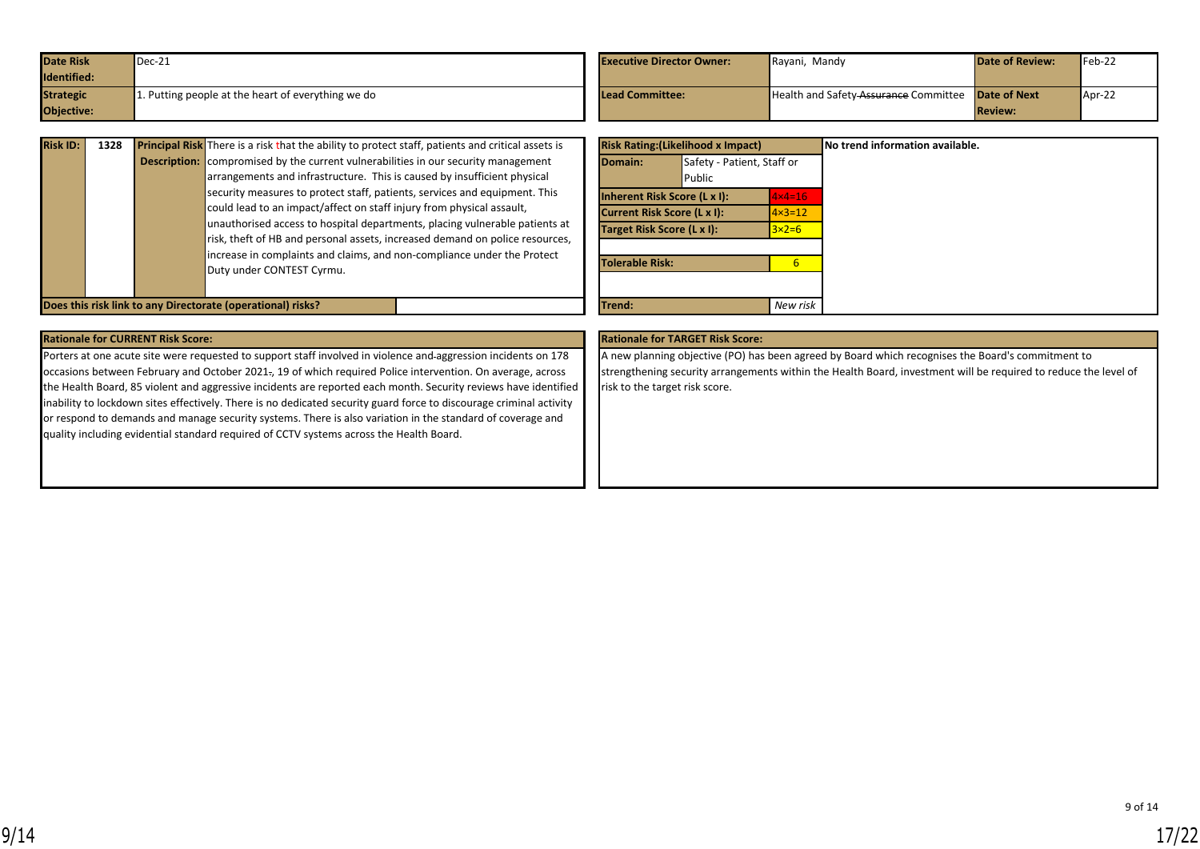| Date Risk Identified: | Dec-21 | Executive Director Owner: | Rayani, Mandy | Date of Review: | Feb-22 |
|---|---|---|---|---|---|
| Strategic Objective: | 1. Putting people at the heart of everything we do | Lead Committee: | Health and Safety ~~Assurance~~ Committee | Date of Next Review: | Apr-22 |

| Risk ID: | 1328 | Principal Risk Description: | There is a risk that the ability to protect staff, patients and critical assets is compromised by the current vulnerabilities in our security management arrangements and infrastructure. This is caused by insufficient physical security measures to protect staff, patients, services and equipment. This could lead to an impact/affect on staff injury from physical assault, unauthorised access to hospital departments, placing vulnerable patients at risk, theft of HB and personal assets, increased demand on police resources, increase in complaints and claims, and non-compliance under the Protect Duty under CONTEST Cyrmu. |
|---|---|---|---|

**Does this risk link to any Directorate (operational) risks?**

| Risk Rating:(Likelihood x Impact) | | No trend information available. |
|---|---|---|
| Domain: | Safety - Patient, Staff or Public | |
| Inherent Risk Score (L x I): | 4×4=16 | |
| Current Risk Score (L x I): | 4×3=12 | |
| Target Risk Score (L x I): | 3×2=6 | |
| Tolerable Risk: | 6 | |
| Trend: | *New risk* | |

**Rationale for CURRENT Risk Score:**

Porters at one acute site were requested to support staff involved in violence and aggression incidents on 178 occasions between February and October 2021, 19 of which required Police intervention. On average, across the Health Board, 85 violent and aggressive incidents are reported each month. Security reviews have identified inability to lockdown sites effectively. There is no dedicated security guard force to discourage criminal activity or respond to demands and manage security systems. There is also variation in the standard of coverage and quality including evidential standard required of CCTV systems across the Health Board.

**Rationale for TARGET Risk Score:**

A new planning objective (PO) has been agreed by Board which recognises the Board's commitment to strengthening security arrangements within the Health Board, investment will be required to reduce the level of risk to the target risk score.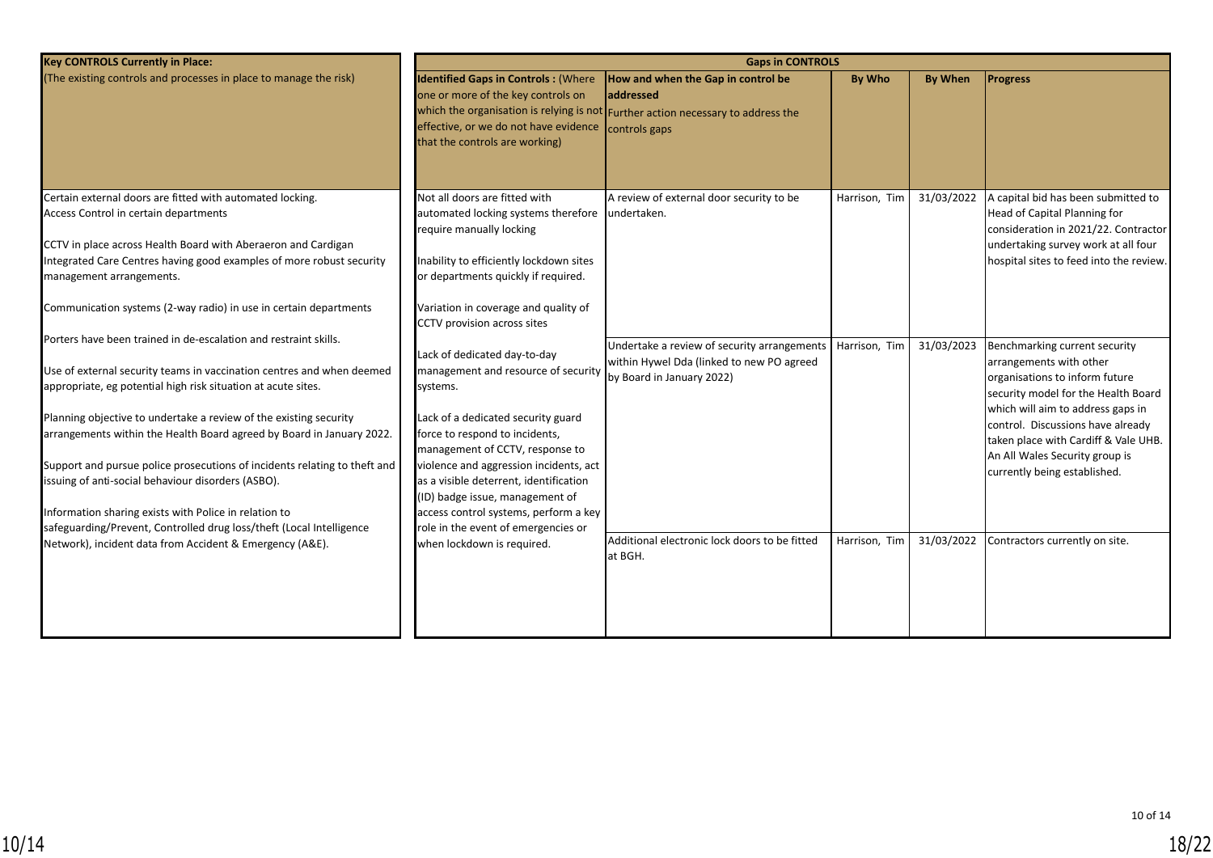| Key CONTROLS Currently in Place: (The existing controls and processes in place to manage the risk) | Gaps in CONTROLS | | | | |
|---|---|---|---|---|---|
| | **Identified Gaps in Controls :** (Where one or more of the key controls on which the organisation is relying is not effective, or we do not have evidence that the controls are working) | **How and when the Gap in control be addressed** Further action necessary to address the controls gaps | **By Who** | **By When** | **Progress** |
| Certain external doors are fitted with automated locking.<br>Access Control in certain departments<br><br>CCTV in place across Health Board with Aberaeron and Cardigan Integrated Care Centres having good examples of more robust security management arrangements.<br><br>Communication systems (2-way radio) in use in certain departments<br><br>Porters have been trained in de-escalation and restraint skills.<br><br>Use of external security teams in vaccination centres and when deemed appropriate, eg potential high risk situation at acute sites.<br><br>Planning objective to undertake a review of the existing security arrangements within the Health Board agreed by Board in January 2022.<br><br>Support and pursue police prosecutions of incidents relating to theft and issuing of anti-social behaviour disorders (ASBO).<br><br>Information sharing exists with Police in relation to safeguarding/Prevent, Controlled drug loss/theft (Local Intelligence Network), incident data from Accident & Emergency (A&E). | Not all doors are fitted with automated locking systems therefore require manually locking<br><br>Inability to efficiently lockdown sites or departments quickly if required.<br><br>Variation in coverage and quality of CCTV provision across sites<br><br>Lack of dedicated day-to-day management and resource of security systems.<br><br>Lack of a dedicated security guard force to respond to incidents, management of CCTV, response to violence and aggression incidents, act as a visible deterrent, identification (ID) badge issue, management of access control systems, perform a key role in the event of emergencies or when lockdown is required. | A review of external door security to be undertaken. | Harrison, Tim | 31/03/2022 | A capital bid has been submitted to Head of Capital Planning for consideration in 2021/22. Contractor undertaking survey work at all four hospital sites to feed into the review. |
| | | Undertake a review of security arrangements within Hywel Dda (linked to new PO agreed by Board in January 2022) | Harrison, Tim | 31/03/2023 | Benchmarking current security arrangements with other organisations to inform future security model for the Health Board which will aim to address gaps in control. Discussions have already taken place with Cardiff & Vale UHB. An All Wales Security group is currently being established. |
| | | Additional electronic lock doors to be fitted at BGH. | Harrison, Tim | 31/03/2022 | Contractors currently on site. |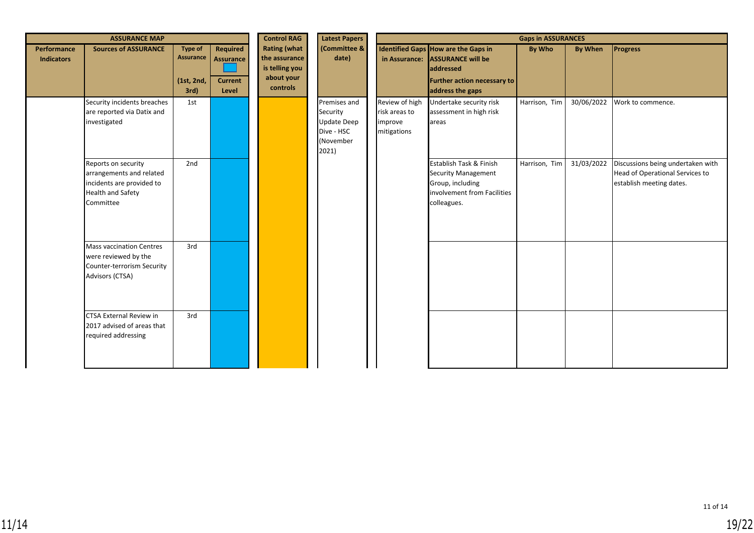| ASSURANCE MAP | | | | Control RAG Rating (what the assurance is telling you about your controls | Latest Papers (Committee & date) | Gaps in ASSURANCES | | | | |
|---|---|---|---|---|---|---|---|---|---|---|
| Performance Indicators | Sources of ASSURANCE | Type of Assurance (1st, 2nd, 3rd) | Required Assurance / Current Level | | | Identified Gaps in Assurance: | How are the Gaps in ASSURANCE will be addressed / Further action necessary to address the gaps | By Who | By When | Progress |
| | Security incidents breaches are reported via Datix and investigated | 1st | | | Premises and Security Update Deep Dive - HSC (November 2021) | Review of high risk areas to improve mitigations | Undertake security risk assessment in high risk areas | Harrison, Tim | 30/06/2022 | Work to commence. |
| | Reports on security arrangements and related incidents are provided to Health and Safety Committee | 2nd | | | | | Establish Task & Finish Security Management Group, including involvement from Facilities colleagues. | Harrison, Tim | 31/03/2022 | Discussions being undertaken with Head of Operational Services to establish meeting dates. |
| | Mass vaccination Centres were reviewed by the Counter-terrorism Security Advisors (CTSA) | 3rd | | | | | | | | |
| | CTSA External Review in 2017 advised of areas that required addressing | 3rd | | | | | | | | |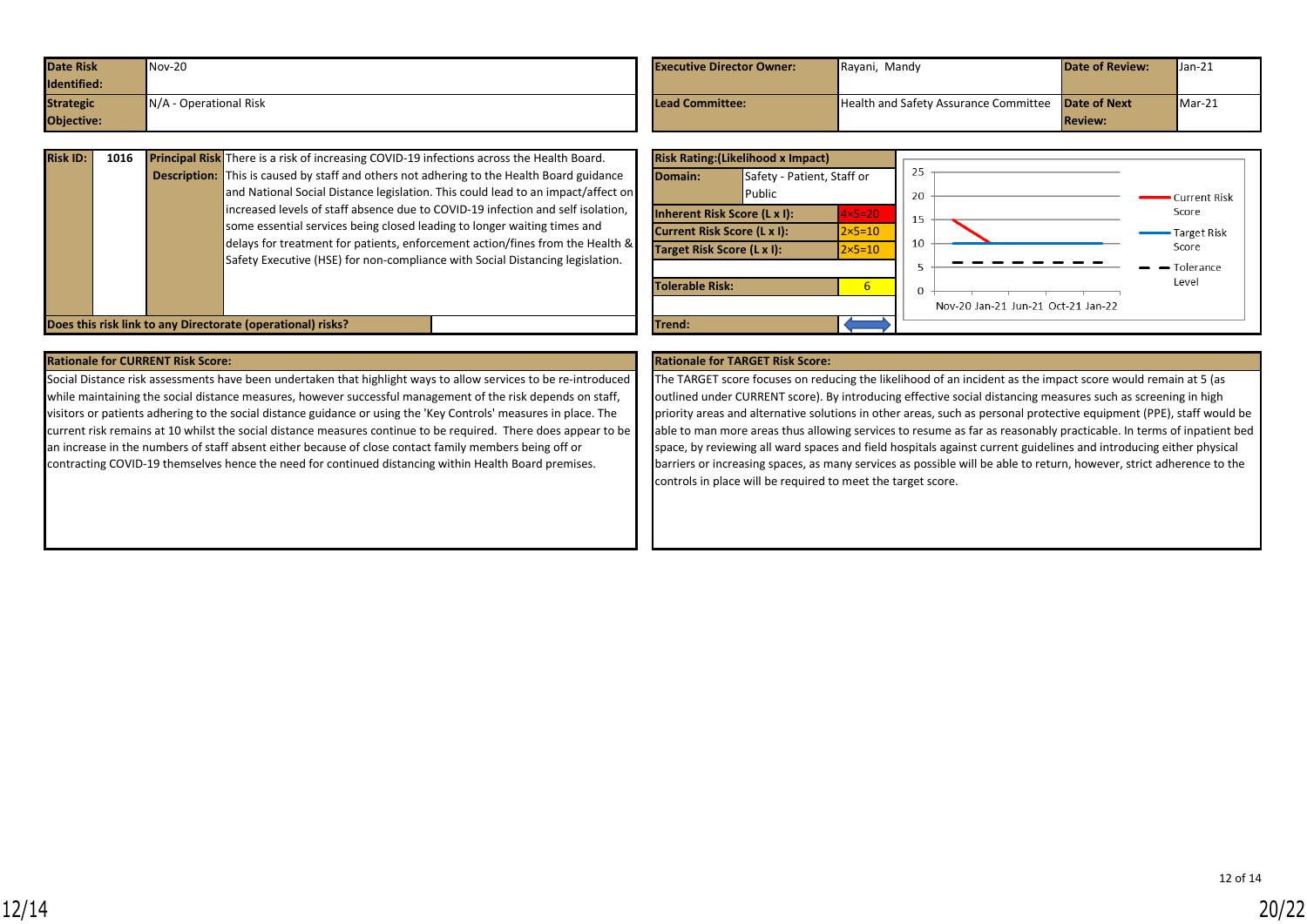| Date Risk Identified: | Nov-20 | Executive Director Owner: | Rayani, Mandy | Date of Review: | Jan-21 |
|---|---|---|---|---|---|
| Strategic Objective: | N/A - Operational Risk | Lead Committee: | Health and Safety Assurance Committee | Date of Next Review: | Mar-21 |

| Risk ID: | 1016 | Principal Risk Description: | There is a risk of increasing COVID-19 infections across the Health Board. This is caused by staff and others not adhering to the Health Board guidance and National Social Distance legislation. This could lead to an impact/affect on increased levels of staff absence due to COVID-19 infection and self isolation, some essential services being closed leading to longer waiting times and delays for treatment for patients, enforcement action/fines from the Health & Safety Executive (HSE) for non-compliance with Social Distancing legislation. |
|---|---|---|---|
| Does this risk link to any Directorate (operational) risks? | | | |

| Risk Rating:(Likelihood x Impact) | |
|---|---|
| Domain: | Safety - Patient, Staff or Public |
| Inherent Risk Score (L x I): | 4×5=20 |
| Current Risk Score (L x I): | 2×5=10 |
| Target Risk Score (L x I): | 2×5=10 |
| Tolerable Risk: | 6 |
| Trend: | ⟷ |

Chart: Current Risk Score, Target Risk Score, Tolerance Level (Nov-20, Jan-21, Jun-21, Oct-21, Jan-22)

**Rationale for CURRENT Risk Score:**

Social Distance risk assessments have been undertaken that highlight ways to allow services to be re-introduced while maintaining the social distance measures, however successful management of the risk depends on staff, visitors or patients adhering to the social distance guidance or using the 'Key Controls' measures in place. The current risk remains at 10 whilst the social distance measures continue to be required. There does appear to be an increase in the numbers of staff absent either because of close contact family members being off or contracting COVID-19 themselves hence the need for continued distancing within Health Board premises.

**Rationale for TARGET Risk Score:**

The TARGET score focuses on reducing the likelihood of an incident as the impact score would remain at 5 (as outlined under CURRENT score). By introducing effective social distancing measures such as screening in high priority areas and alternative solutions in other areas, such as personal protective equipment (PPE), staff would be able to man more areas thus allowing services to resume as far as reasonably practicable. In terms of inpatient bed space, by reviewing all ward spaces and field hospitals against current guidelines and introducing either physical barriers or increasing spaces, as many services as possible will be able to return, however, strict adherence to the controls in place will be required to meet the target score.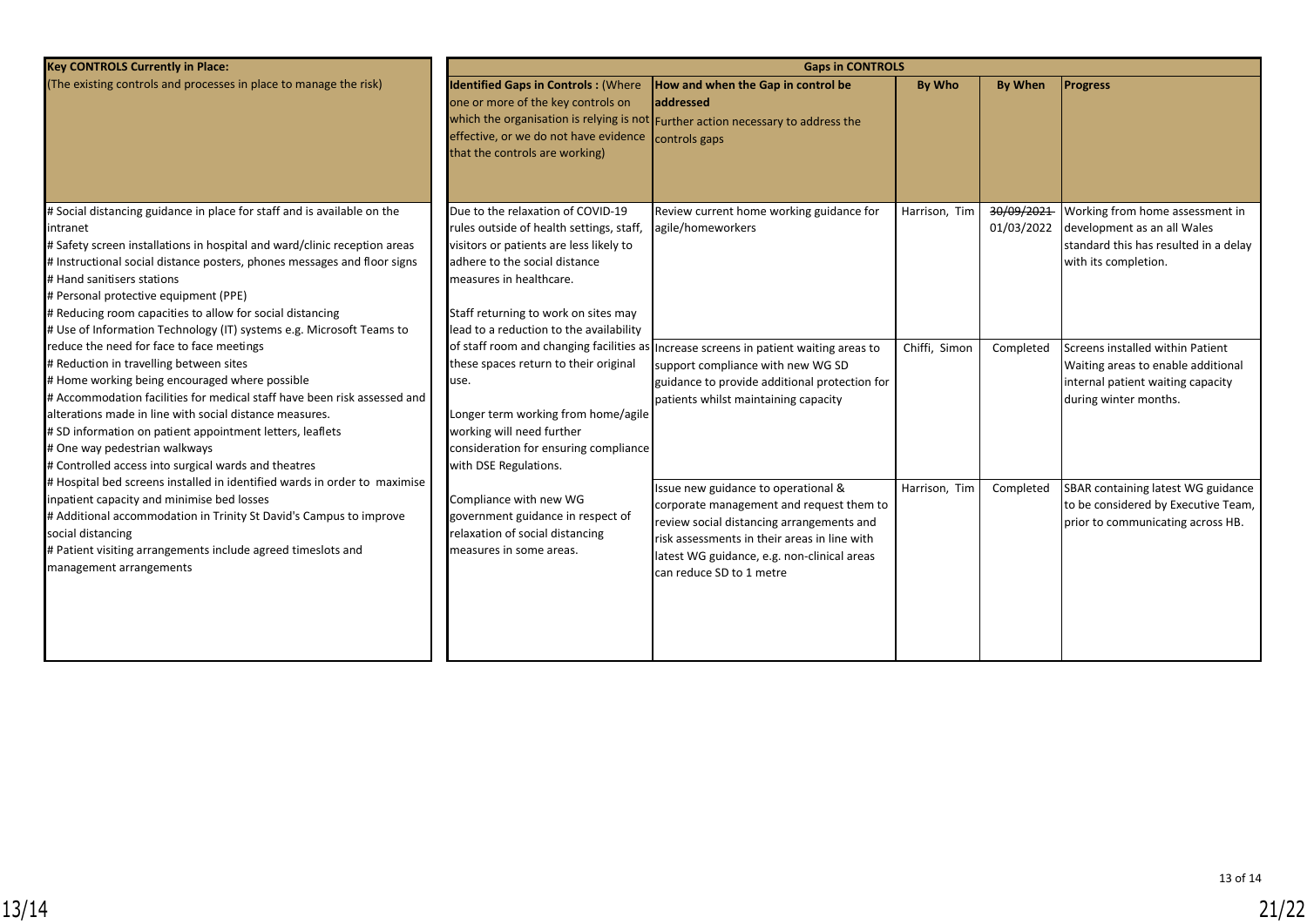| Key CONTROLS Currently in Place: (The existing controls and processes in place to manage the risk) | Gaps in CONTROLS | | | | |
|---|---|---|---|---|---|
| | **Identified Gaps in Controls :** (Where one or more of the key controls on which the organisation is relying is not effective, or we do not have evidence that the controls are working) | **How and when the Gap in control be addressed** Further action necessary to address the controls gaps | **By Who** | **By When** | **Progress** |
| # Social distancing guidance in place for staff and is available on the intranet<br># Safety screen installations in hospital and ward/clinic reception areas<br># Instructional social distance posters, phones messages and floor signs<br># Hand sanitisers stations<br># Personal protective equipment (PPE)<br># Reducing room capacities to allow for social distancing<br># Use of Information Technology (IT) systems e.g. Microsoft Teams to reduce the need for face to face meetings<br># Reduction in travelling between sites<br># Home working being encouraged where possible<br># Accommodation facilities for medical staff have been risk assessed and alterations made in line with social distance measures.<br># SD information on patient appointment letters, leaflets<br># One way pedestrian walkways<br># Controlled access into surgical wards and theatres<br># Hospital bed screens installed in identified wards in order to maximise inpatient capacity and minimise bed losses<br># Additional accommodation in Trinity St David's Campus to improve social distancing<br># Patient visiting arrangements include agreed timeslots and management arrangements | Due to the relaxation of COVID-19 rules outside of health settings, staff, visitors or patients are less likely to adhere to the social distance measures in healthcare.<br><br>Staff returning to work on sites may lead to a reduction to the availability of staff room and changing facilities as these spaces return to their original use.<br><br>Longer term working from home/agile working will need further consideration for ensuring compliance with DSE Regulations.<br><br>Compliance with new WG government guidance in respect of relaxation of social distancing measures in some areas. | Review current home working guidance for agile/homeworkers | Harrison, Tim | ~~30/09/2021~~ 01/03/2022 | Working from home assessment in development as an all Wales standard this has resulted in a delay with its completion. |
| | | Increase screens in patient waiting areas to support compliance with new WG SD guidance to provide additional protection for patients whilst maintaining capacity | Chiffi, Simon | Completed | Screens installed within Patient Waiting areas to enable additional internal patient waiting capacity during winter months. |
| | | Issue new guidance to operational & corporate management and request them to review social distancing arrangements and risk assessments in their areas in line with latest WG guidance, e.g. non-clinical areas can reduce SD to 1 metre | Harrison, Tim | Completed | SBAR containing latest WG guidance to be considered by Executive Team, prior to communicating across HB. |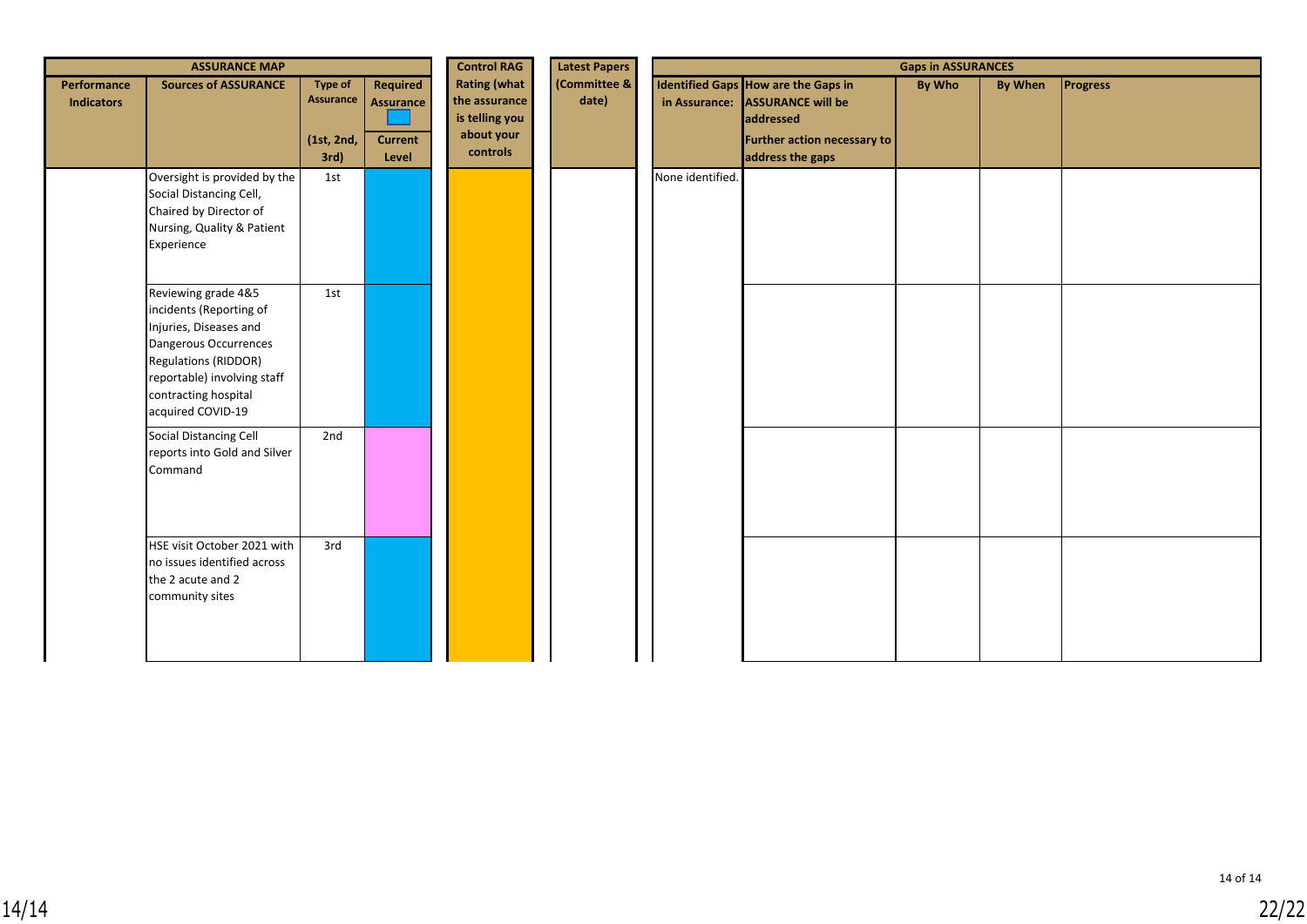| ASSURANCE MAP | | | | Control RAG Rating (what the assurance is telling you about your controls | Latest Papers (Committee & date) | Gaps in ASSURANCES | | | | |
|---|---|---|---|---|---|---|---|---|---|---|
| Performance Indicators | Sources of ASSURANCE | Type of Assurance (1st, 2nd, 3rd) | Required Assurance / Current Level | | | Identified Gaps in Assurance: | How are the Gaps in ASSURANCE will be addressed / Further action necessary to address the gaps | By Who | By When | Progress |
| | Oversight is provided by the Social Distancing Cell, Chaired by Director of Nursing, Quality & Patient Experience | 1st | | | | None identified. | | | | |
| | Reviewing grade 4&5 incidents (Reporting of Injuries, Diseases and Dangerous Occurrences Regulations (RIDDOR) reportable) involving staff contracting hospital acquired COVID-19 | 1st | | | | | | | | |
| | Social Distancing Cell reports into Gold and Silver Command | 2nd | | | | | | | | |
| | HSE visit October 2021 with no issues identified across the 2 acute and 2 community sites | 3rd | | | | | | | | |